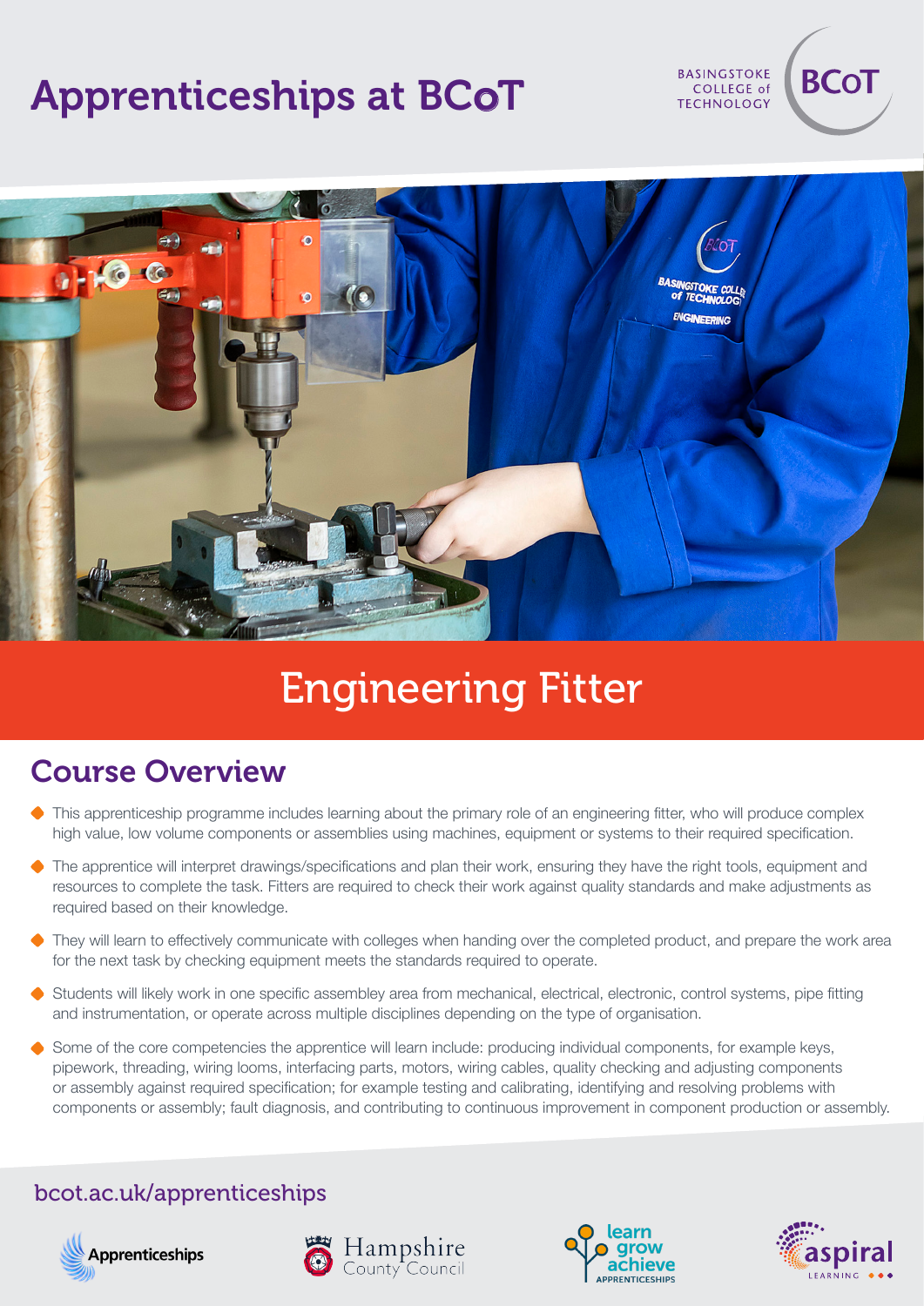# Apprenticeships at BCoT

BASINGSTOKE COLLEGE of TECHNOLOGY

BCoT

## Engineering Fitter

## Course Overview

- This apprenticeship programme includes learning about the primary role of an engineering fitter, who will produce complex high value, low volume components or assemblies using machines, equipment or systems to their required specification.
- The apprentice will interpret drawings/specifications and plan their work, ensuring they have the right tools, equipment and resources to complete the task. Fitters are required to check their work against quality standards and make adjustments as required based on their knowledge.
- They will learn to effectively communicate with colleges when handing over the completed product, and prepare the work area for the next task by checking equipment meets the standards required to operate.
- Students will likely work in one specific assembley area from mechanical, electrical, electronic, control systems, pipe fitting and instrumentation, or operate across multiple disciplines depending on the type of organisation.
- Some of the core competencies the apprentice will learn include: producing individual components, for example keys, pipework, threading, wiring looms, interfacing parts, motors, wiring cables, quality checking and adjusting components or assembly against required specification; for example testing and calibrating, identifying and resolving problems with components or assembly; fault diagnosis, and contributing to continuous improvement in component production or assembly.

bcot.ac.uk/apprenticeships

Apprenticeships | Hampshire County Council | learn grow achieve APPRENTICESHIPS | aspiral LEARNING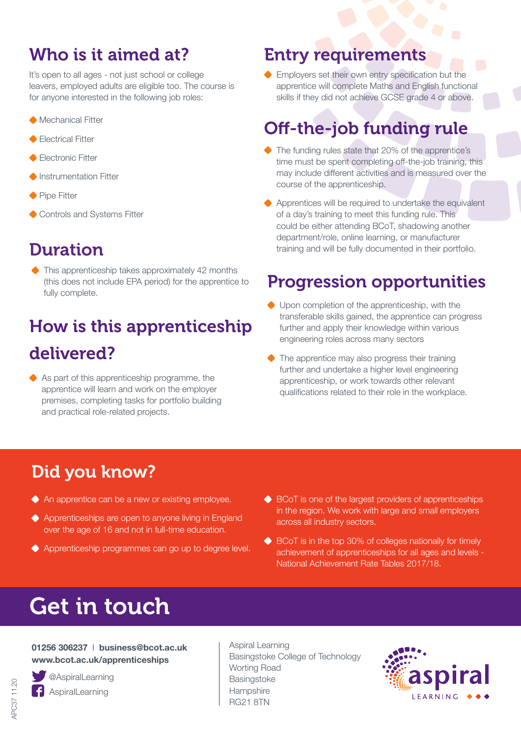## Who is it aimed at?

It's open to all ages - not just school or college leavers, employed adults are eligible too. The course is for anyone interested in the following job roles:

- Mechanical Fitter
- Electrical Fitter
- Electronic Fitter
- Instrumentation Fitter
- Pipe Fitter
- Controls and Systems Fitter

## Duration

- This apprenticeship takes approximately 42 months (this does not include EPA period) for the apprentice to fully complete.

## How is this apprenticeship delivered?

- As part of this apprenticeship programme, the apprentice will learn and work on the employer premises, completing tasks for portfolio building and practical role-related projects.

## Entry requirements

- Employers set their own entry specification but the apprentice will complete Maths and English functional skills if they did not achieve GCSE grade 4 or above.

## Off-the-job funding rule

- The funding rules state that 20% of the apprentice's time must be spent completing off-the-job training, this may include different activities and is measured over the course of the apprenticeship.
- Apprentices will be required to undertake the equivalent of a day's training to meet this funding rule. This could be either attending BCoT, shadowing another department/role, online learning, or manufacturer training and will be fully documented in their portfolio.

## Progression opportunities

- Upon completion of the apprenticeship, with the transferable skills gained, the apprentice can progress further and apply their knowledge within various engineering roles across many sectors
- The apprentice may also progress their training further and undertake a higher level engineering apprenticeship, or work towards other relevant qualifications related to their role in the workplace.

## Did you know?

- An apprentice can be a new or existing employee.
- Apprenticeships are open to anyone living in England over the age of 16 and not in full-time education.
- Apprenticeship programmes can go up to degree level.
- BCoT is one of the largest providers of apprenticeships in the region. We work with large and small employers across all industry sectors.
- BCoT is in the top 30% of colleges nationally for timely achievement of apprenticeships for all ages and levels - National Achievement Rate Tables 2017/18.

# Get in touch

**01256 306237 | business@bcot.ac.uk**
**www.bcot.ac.uk/apprenticeships**

@AspiralLearning
AspiralLearning

Aspiral Learning
Basingstoke College of Technology
Worting Road
Basingstoke
Hampshire
RG21 8TN

aspiral LEARNING

APC37 11.20